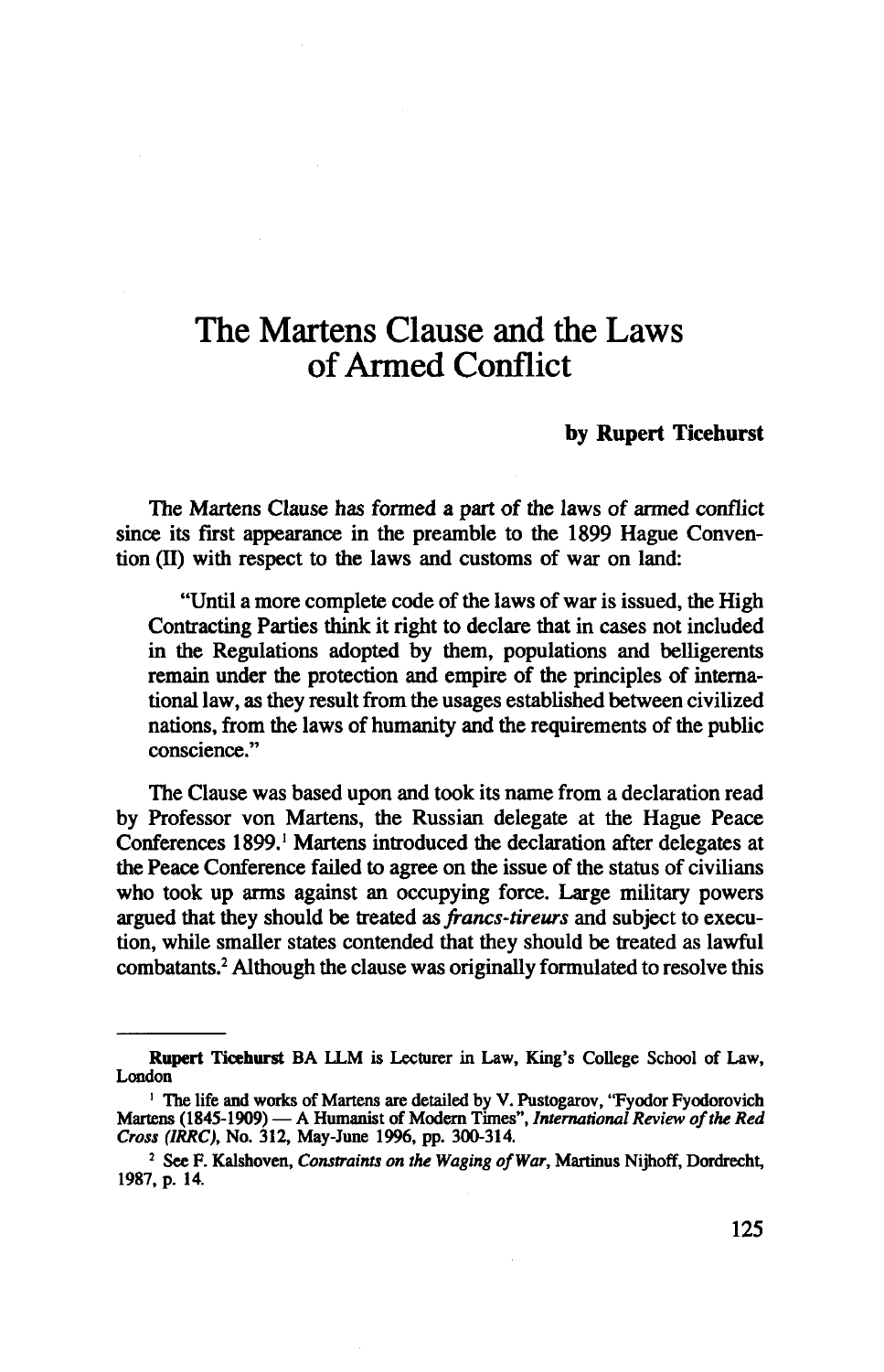# The Martens Clause and the Laws of Armed Conflict

**by Rupert Ticehurst**

The Martens Clause has formed a part of the laws of armed conflict since its first appearance in the preamble to the 1899 Hague Convention (II) with respect to the laws and customs of war on land:

> "Until a more complete code of the laws of war is issued, the High Contracting Parties think it right to declare that in cases not included in the Regulations adopted by them, populations and belligerents remain under the protection and empire of the principles of international law, as they result from the usages established between civilized nations, from the laws of humanity and the requirements of the public conscience."

The Clause was based upon and took its name from a declaration read by Professor von Martens, the Russian delegate at the Hague Peace Conferences 1899.[1] Martens introduced the declaration after delegates at the Peace Conference failed to agree on the issue of the status of civilians who took up arms against an occupying force. Large military powers argued that they should be treated as *francs-tireurs* and subject to execution, while smaller states contended that they should be treated as lawful combatants.[2] Although the clause was originally formulated to resolve this

---

**Rupert Ticehurst** BA LLM is Lecturer in Law, King's College School of Law, London

[1] The life and works of Martens are detailed by V. Pustogarov, "Fyodor Fyodorovich Martens (1845-1909) — A Humanist of Modern Times", *International Review of the Red Cross (IRRC)*, No. 312, May-June 1996, pp. 300-314.

[2] See F. Kalshoven, *Constraints on the Waging of War*, Martinus Nijhoff, Dordrecht, 1987, p. 14.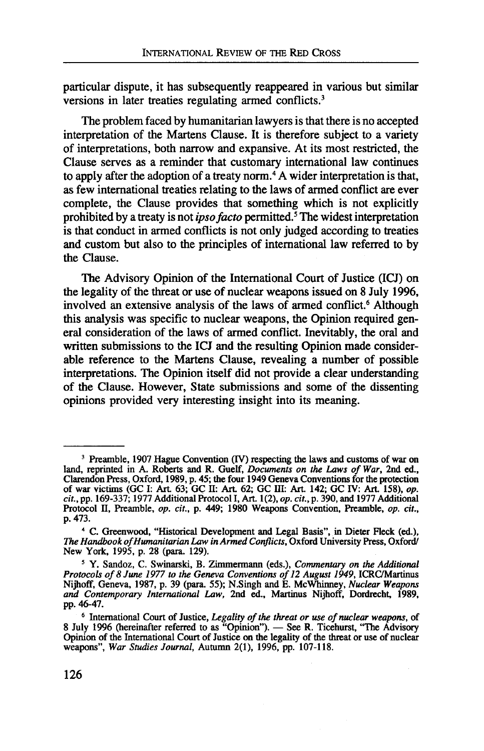particular dispute, it has subsequently reappeared in various but similar versions in later treaties regulating armed conflicts.[3]

The problem faced by humanitarian lawyers is that there is no accepted interpretation of the Martens Clause. It is therefore subject to a variety of interpretations, both narrow and expansive. At its most restricted, the Clause serves as a reminder that customary international law continues to apply after the adoption of a treaty norm.[4] A wider interpretation is that, as few international treaties relating to the laws of armed conflict are ever complete, the Clause provides that something which is not explicitly prohibited by a treaty is not *ipso facto* permitted.[5] The widest interpretation is that conduct in armed conflicts is not only judged according to treaties and custom but also to the principles of international law referred to by the Clause.

The Advisory Opinion of the International Court of Justice (ICJ) on the legality of the threat or use of nuclear weapons issued on 8 July 1996, involved an extensive analysis of the laws of armed conflict.[6] Although this analysis was specific to nuclear weapons, the Opinion required general consideration of the laws of armed conflict. Inevitably, the oral and written submissions to the ICJ and the resulting Opinion made considerable reference to the Martens Clause, revealing a number of possible interpretations. The Opinion itself did not provide a clear understanding of the Clause. However, State submissions and some of the dissenting opinions provided very interesting insight into its meaning.

---

[3] Preamble, 1907 Hague Convention (IV) respecting the laws and customs of war on land, reprinted in A. Roberts and R. Guelf, *Documents on the Laws of War*, 2nd ed., Clarendon Press, Oxford, 1989, p. 45; the four 1949 Geneva Conventions for the protection of war victims (GC I: Art. 63; GC II: Art. 62; GC III: Art. 142; GC IV: Art. 158), *op. cit.*, pp. 169-337; 1977 Additional Protocol I, Art. 1(2), *op. cit.*, p. 390, and 1977 Additional Protocol II, Preamble, *op. cit.*, p. 449; 1980 Weapons Convention, Preamble, *op. cit.*, p. 473.

[4] C. Greenwood, "Historical Development and Legal Basis", in Dieter Fleck (ed.), *The Handbook of Humanitarian Law in Armed Conflicts*, Oxford University Press, Oxford/New York, 1995, p. 28 (para. 129).

[5] Y. Sandoz, C. Swinarski, B. Zimmermann (eds.), *Commentary on the Additional Protocols of 8 June 1977 to the Geneva Conventions of 12 August 1949*, ICRC/Martinus Nijhoff, Geneva, 1987, p. 39 (para. 55); N.Singh and E. McWhinney, *Nuclear Weapons and Contemporary International Law*, 2nd ed., Martinus Nijhoff, Dordrecht, 1989, pp. 46-47.

[6] International Court of Justice, *Legality of the threat or use of nuclear weapons*, of 8 July 1996 (hereinafter referred to as "Opinion"). — See R. Ticehurst, "The Advisory Opinion of the International Court of Justice on the legality of the threat or use of nuclear weapons", *War Studies Journal*, Autumn 2(1), 1996, pp. 107-118.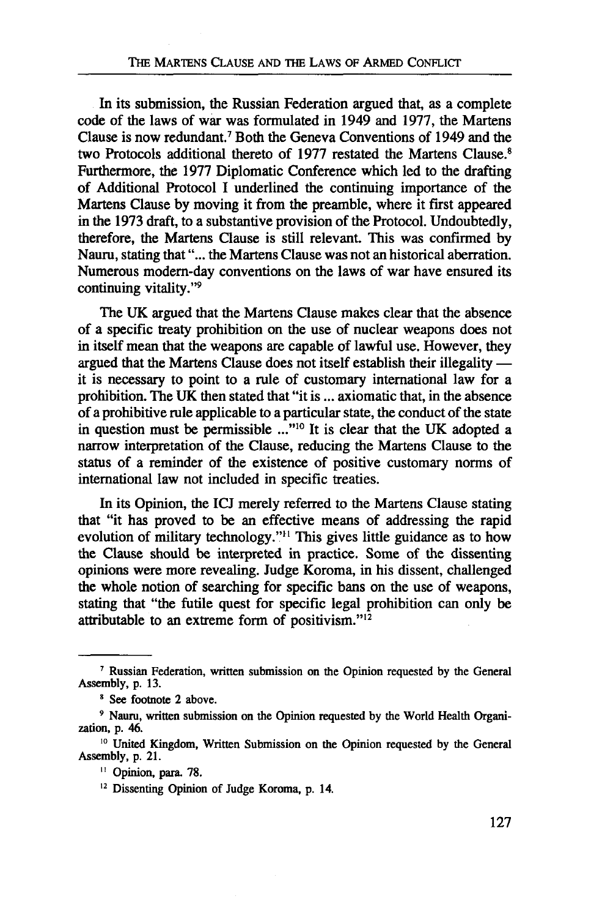In its submission, the Russian Federation argued that, as a complete code of the laws of war was formulated in 1949 and 1977, the Martens Clause is now redundant.[7] Both the Geneva Conventions of 1949 and the two Protocols additional thereto of 1977 restated the Martens Clause.[8] Furthermore, the 1977 Diplomatic Conference which led to the drafting of Additional Protocol I underlined the continuing importance of the Martens Clause by moving it from the preamble, where it first appeared in the 1973 draft, to a substantive provision of the Protocol. Undoubtedly, therefore, the Martens Clause is still relevant. This was confirmed by Nauru, stating that "... the Martens Clause was not an historical aberration. Numerous modern-day conventions on the laws of war have ensured its continuing vitality."[9]

The UK argued that the Martens Clause makes clear that the absence of a specific treaty prohibition on the use of nuclear weapons does not in itself mean that the weapons are capable of lawful use. However, they argued that the Martens Clause does not itself establish their illegality — it is necessary to point to a rule of customary international law for a prohibition. The UK then stated that "it is ... axiomatic that, in the absence of a prohibitive rule applicable to a particular state, the conduct of the state in question must be permissible ..."[10] It is clear that the UK adopted a narrow interpretation of the Clause, reducing the Martens Clause to the status of a reminder of the existence of positive customary norms of international law not included in specific treaties.

In its Opinion, the ICJ merely referred to the Martens Clause stating that "it has proved to be an effective means of addressing the rapid evolution of military technology."[11] This gives little guidance as to how the Clause should be interpreted in practice. Some of the dissenting opinions were more revealing. Judge Koroma, in his dissent, challenged the whole notion of searching for specific bans on the use of weapons, stating that "the futile quest for specific legal prohibition can only be attributable to an extreme form of positivism."[12]

---

[7] Russian Federation, written submission on the Opinion requested by the General Assembly, p. 13.

[8] See footnote 2 above.

[9] Nauru, written submission on the Opinion requested by the World Health Organization, p. 46.

[10] United Kingdom, Written Submission on the Opinion requested by the General Assembly, p. 21.

[11] Opinion, para. 78.

[12] Dissenting Opinion of Judge Koroma, p. 14.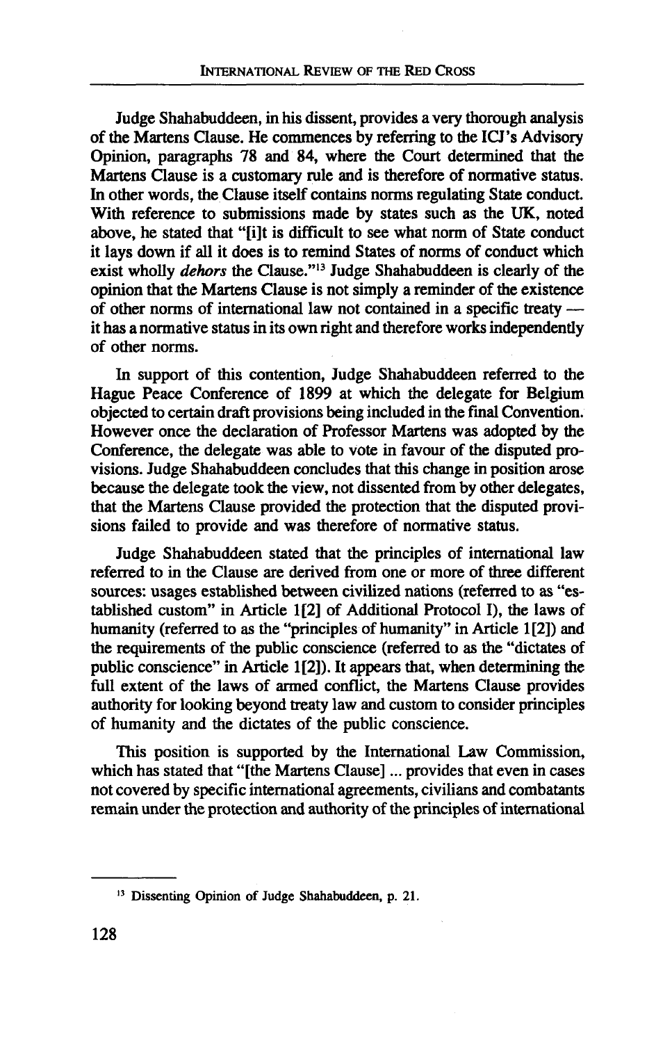Judge Shahabuddeen, in his dissent, provides a very thorough analysis of the Martens Clause. He commences by referring to the ICJ's Advisory Opinion, paragraphs 78 and 84, where the Court determined that the Martens Clause is a customary rule and is therefore of normative status. In other words, the Clause itself contains norms regulating State conduct. With reference to submissions made by states such as the UK, noted above, he stated that "[i]t is difficult to see what norm of State conduct it lays down if all it does is to remind States of norms of conduct which exist wholly *dehors* the Clause."[13] Judge Shahabuddeen is clearly of the opinion that the Martens Clause is not simply a reminder of the existence of other norms of international law not contained in a specific treaty — it has a normative status in its own right and therefore works independently of other norms.

In support of this contention, Judge Shahabuddeen referred to the Hague Peace Conference of 1899 at which the delegate for Belgium objected to certain draft provisions being included in the final Convention. However once the declaration of Professor Martens was adopted by the Conference, the delegate was able to vote in favour of the disputed provisions. Judge Shahabuddeen concludes that this change in position arose because the delegate took the view, not dissented from by other delegates, that the Martens Clause provided the protection that the disputed provisions failed to provide and was therefore of normative status.

Judge Shahabuddeen stated that the principles of international law referred to in the Clause are derived from one or more of three different sources: usages established between civilized nations (referred to as "established custom" in Article 1[2] of Additional Protocol I), the laws of humanity (referred to as the "principles of humanity" in Article 1[2]) and the requirements of the public conscience (referred to as the "dictates of public conscience" in Article 1[2]). It appears that, when determining the full extent of the laws of armed conflict, the Martens Clause provides authority for looking beyond treaty law and custom to consider principles of humanity and the dictates of the public conscience.

This position is supported by the International Law Commission, which has stated that "[the Martens Clause] ... provides that even in cases not covered by specific international agreements, civilians and combatants remain under the protection and authority of the principles of international

[13] Dissenting Opinion of Judge Shahabuddeen, p. 21.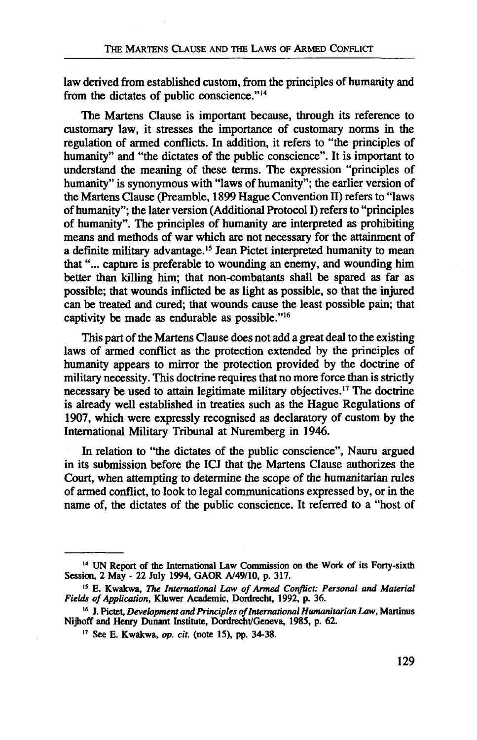law derived from established custom, from the principles of humanity and from the dictates of public conscience."[14]

The Martens Clause is important because, through its reference to customary law, it stresses the importance of customary norms in the regulation of armed conflicts. In addition, it refers to "the principles of humanity" and "the dictates of the public conscience". It is important to understand the meaning of these terms. The expression "principles of humanity" is synonymous with "laws of humanity"; the earlier version of the Martens Clause (Preamble, 1899 Hague Convention II) refers to "laws of humanity"; the later version (Additional Protocol I) refers to "principles of humanity". The principles of humanity are interpreted as prohibiting means and methods of war which are not necessary for the attainment of a definite military advantage.[15] Jean Pictet interpreted humanity to mean that "... capture is preferable to wounding an enemy, and wounding him better than killing him; that non-combatants shall be spared as far as possible; that wounds inflicted be as light as possible, so that the injured can be treated and cured; that wounds cause the least possible pain; that captivity be made as endurable as possible."[16]

This part of the Martens Clause does not add a great deal to the existing laws of armed conflict as the protection extended by the principles of humanity appears to mirror the protection provided by the doctrine of military necessity. This doctrine requires that no more force than is strictly necessary be used to attain legitimate military objectives.[17] The doctrine is already well established in treaties such as the Hague Regulations of 1907, which were expressly recognised as declaratory of custom by the International Military Tribunal at Nuremberg in 1946.

In relation to "the dictates of the public conscience", Nauru argued in its submission before the ICJ that the Martens Clause authorizes the Court, when attempting to determine the scope of the humanitarian rules of armed conflict, to look to legal communications expressed by, or in the name of, the dictates of the public conscience. It referred to a "host of

---

[14] UN Report of the International Law Commission on the Work of its Forty-sixth Session, 2 May - 22 July 1994, GAOR A/49/10, p. 317.

[15] E. Kwakwa, *The International Law of Armed Conflict: Personal and Material Fields of Application*, Kluwer Academic, Dordrecht, 1992, p. 36.

[16] J. Pictet, *Development and Principles of International Humanitarian Law*, Martinus Nijhoff and Henry Dunant Institute, Dordrecht/Geneva, 1985, p. 62.

[17] See E. Kwakwa, *op. cit.* (note 15), pp. 34-38.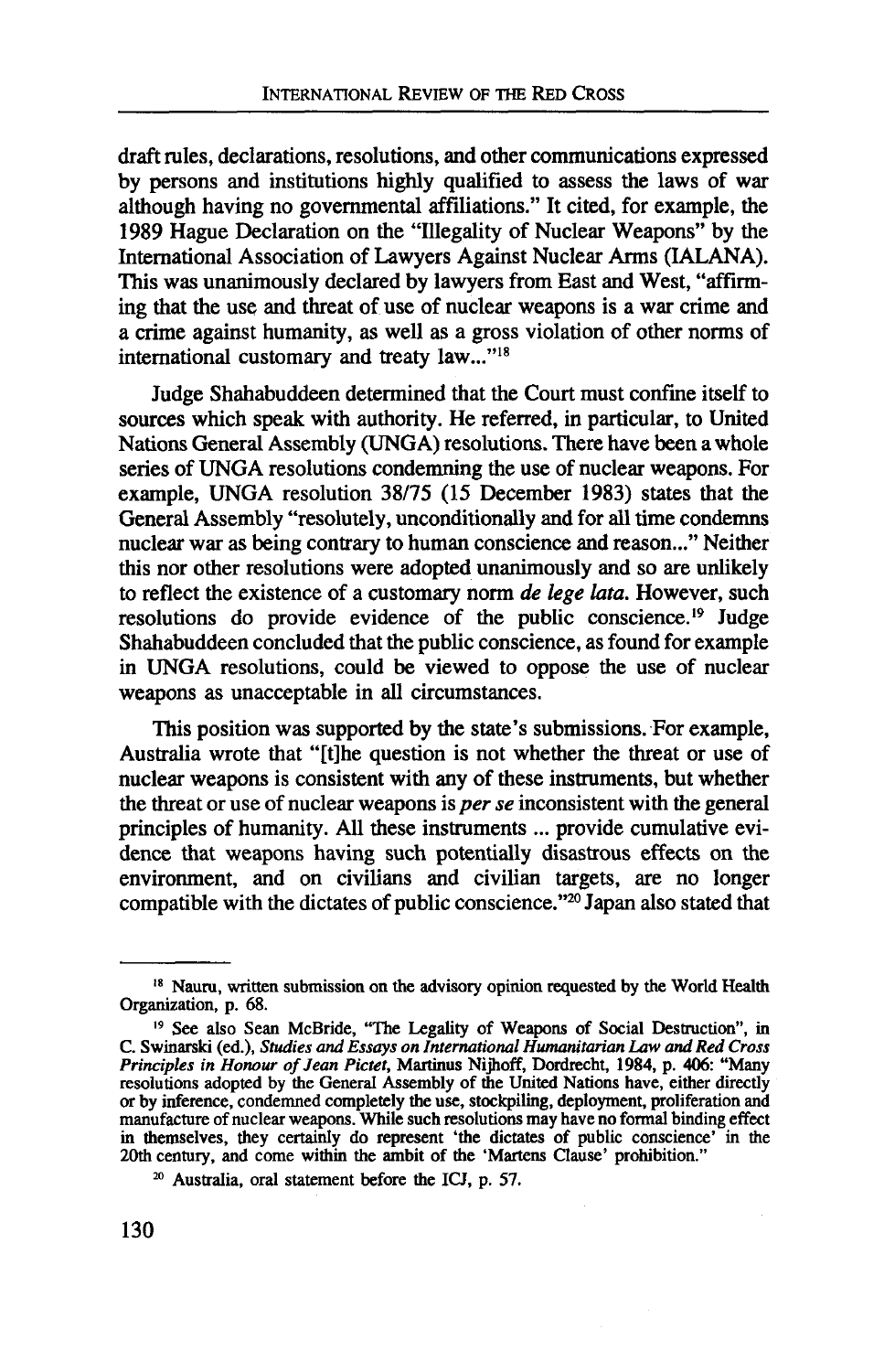draft rules, declarations, resolutions, and other communications expressed by persons and institutions highly qualified to assess the laws of war although having no governmental affiliations." It cited, for example, the 1989 Hague Declaration on the "Illegality of Nuclear Weapons" by the International Association of Lawyers Against Nuclear Arms (IALANA). This was unanimously declared by lawyers from East and West, "affirming that the use and threat of use of nuclear weapons is a war crime and a crime against humanity, as well as a gross violation of other norms of international customary and treaty law..."[18]

Judge Shahabuddeen determined that the Court must confine itself to sources which speak with authority. He referred, in particular, to United Nations General Assembly (UNGA) resolutions. There have been a whole series of UNGA resolutions condemning the use of nuclear weapons. For example, UNGA resolution 38/75 (15 December 1983) states that the General Assembly "resolutely, unconditionally and for all time condemns nuclear war as being contrary to human conscience and reason..." Neither this nor other resolutions were adopted unanimously and so are unlikely to reflect the existence of a customary norm *de lege lata*. However, such resolutions do provide evidence of the public conscience.[19] Judge Shahabuddeen concluded that the public conscience, as found for example in UNGA resolutions, could be viewed to oppose the use of nuclear weapons as unacceptable in all circumstances.

This position was supported by the state's submissions. For example, Australia wrote that "[t]he question is not whether the threat or use of nuclear weapons is consistent with any of these instruments, but whether the threat or use of nuclear weapons is *per se* inconsistent with the general principles of humanity. All these instruments ... provide cumulative evidence that weapons having such potentially disastrous effects on the environment, and on civilians and civilian targets, are no longer compatible with the dictates of public conscience."[20] Japan also stated that

---

[18] Nauru, written submission on the advisory opinion requested by the World Health Organization, p. 68.

[19] See also Sean McBride, "The Legality of Weapons of Social Destruction", in C. Swinarski (ed.), *Studies and Essays on International Humanitarian Law and Red Cross Principles in Honour of Jean Pictet*, Martinus Nijhoff, Dordrecht, 1984, p. 406: "Many resolutions adopted by the General Assembly of the United Nations have, either directly or by inference, condemned completely the use, stockpiling, deployment, proliferation and manufacture of nuclear weapons. While such resolutions may have no formal binding effect in themselves, they certainly do represent 'the dictates of public conscience' in the 20th century, and come within the ambit of the 'Martens Clause' prohibition."

[20] Australia, oral statement before the ICJ, p. 57.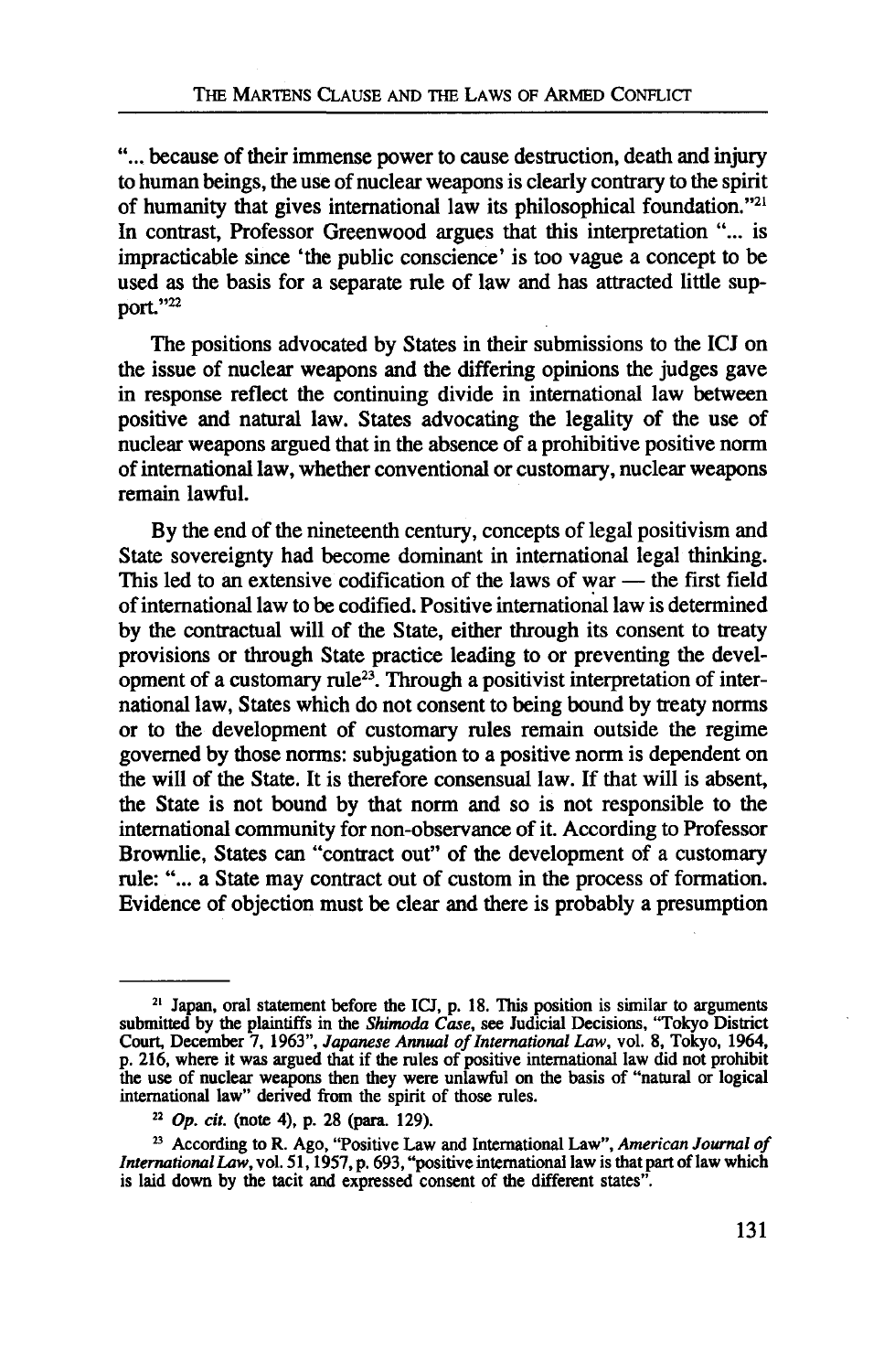"... because of their immense power to cause destruction, death and injury to human beings, the use of nuclear weapons is clearly contrary to the spirit of humanity that gives international law its philosophical foundation."[21] In contrast, Professor Greenwood argues that this interpretation "... is impracticable since 'the public conscience' is too vague a concept to be used as the basis for a separate rule of law and has attracted little support."[22]

The positions advocated by States in their submissions to the ICJ on the issue of nuclear weapons and the differing opinions the judges gave in response reflect the continuing divide in international law between positive and natural law. States advocating the legality of the use of nuclear weapons argued that in the absence of a prohibitive positive norm of international law, whether conventional or customary, nuclear weapons remain lawful.

By the end of the nineteenth century, concepts of legal positivism and State sovereignty had become dominant in international legal thinking. This led to an extensive codification of the laws of war — the first field of international law to be codified. Positive international law is determined by the contractual will of the State, either through its consent to treaty provisions or through State practice leading to or preventing the development of a customary rule[23]. Through a positivist interpretation of international law, States which do not consent to being bound by treaty norms or to the development of customary rules remain outside the regime governed by those norms: subjugation to a positive norm is dependent on the will of the State. It is therefore consensual law. If that will is absent, the State is not bound by that norm and so is not responsible to the international community for non-observance of it. According to Professor Brownlie, States can "contract out" of the development of a customary rule: "... a State may contract out of custom in the process of formation. Evidence of objection must be clear and there is probably a presumption

---

[21] Japan, oral statement before the ICJ, p. 18. This position is similar to arguments submitted by the plaintiffs in the *Shimoda Case*, see Judicial Decisions, "Tokyo District Court, December 7, 1963", *Japanese Annual of International Law*, vol. 8, Tokyo, 1964, p. 216, where it was argued that if the rules of positive international law did not prohibit the use of nuclear weapons then they were unlawful on the basis of "natural or logical international law" derived from the spirit of those rules.

[22] *Op. cit.* (note 4), p. 28 (para. 129).

[23] According to R. Ago, "Positive Law and International Law", *American Journal of International Law*, vol. 51, 1957, p. 693, "positive international law is that part of law which is laid down by the tacit and expressed consent of the different states".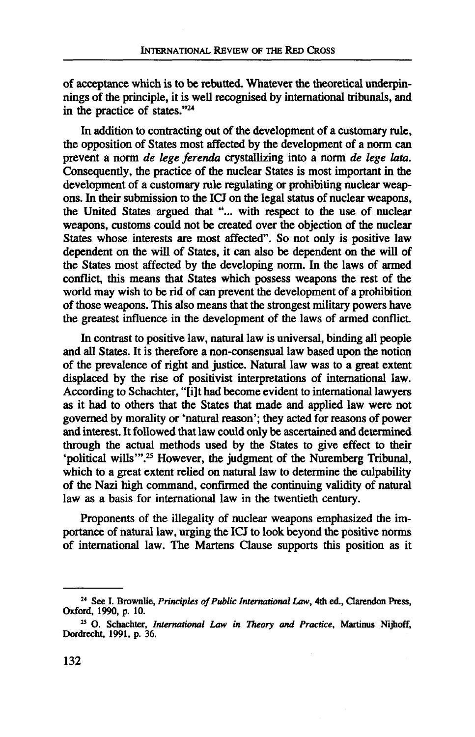of acceptance which is to be rebutted. Whatever the theoretical underpinnings of the principle, it is well recognised by international tribunals, and in the practice of states."[24]

In addition to contracting out of the development of a customary rule, the opposition of States most affected by the development of a norm can prevent a norm *de lege ferenda* crystallizing into a norm *de lege lata*. Consequently, the practice of the nuclear States is most important in the development of a customary rule regulating or prohibiting nuclear weapons. In their submission to the ICJ on the legal status of nuclear weapons, the United States argued that "... with respect to the use of nuclear weapons, customs could not be created over the objection of the nuclear States whose interests are most affected". So not only is positive law dependent on the will of States, it can also be dependent on the will of the States most affected by the developing norm. In the laws of armed conflict, this means that States which possess weapons the rest of the world may wish to be rid of can prevent the development of a prohibition of those weapons. This also means that the strongest military powers have the greatest influence in the development of the laws of armed conflict.

In contrast to positive law, natural law is universal, binding all people and all States. It is therefore a non-consensual law based upon the notion of the prevalence of right and justice. Natural law was to a great extent displaced by the rise of positivist interpretations of international law. According to Schachter, "[i]t had become evident to international lawyers as it had to others that the States that made and applied law were not governed by morality or 'natural reason'; they acted for reasons of power and interest. It followed that law could only be ascertained and determined through the actual methods used by the States to give effect to their 'political wills'".[25] However, the judgment of the Nuremberg Tribunal, which to a great extent relied on natural law to determine the culpability of the Nazi high command, confirmed the continuing validity of natural law as a basis for international law in the twentieth century.

Proponents of the illegality of nuclear weapons emphasized the importance of natural law, urging the ICJ to look beyond the positive norms of international law. The Martens Clause supports this position as it

---

[24] See I. Brownlie, *Principles of Public International Law*, 4th ed., Clarendon Press, Oxford, 1990, p. 10.

[25] O. Schachter, *International Law in Theory and Practice*, Martinus Nijhoff, Dordrecht, 1991, p. 36.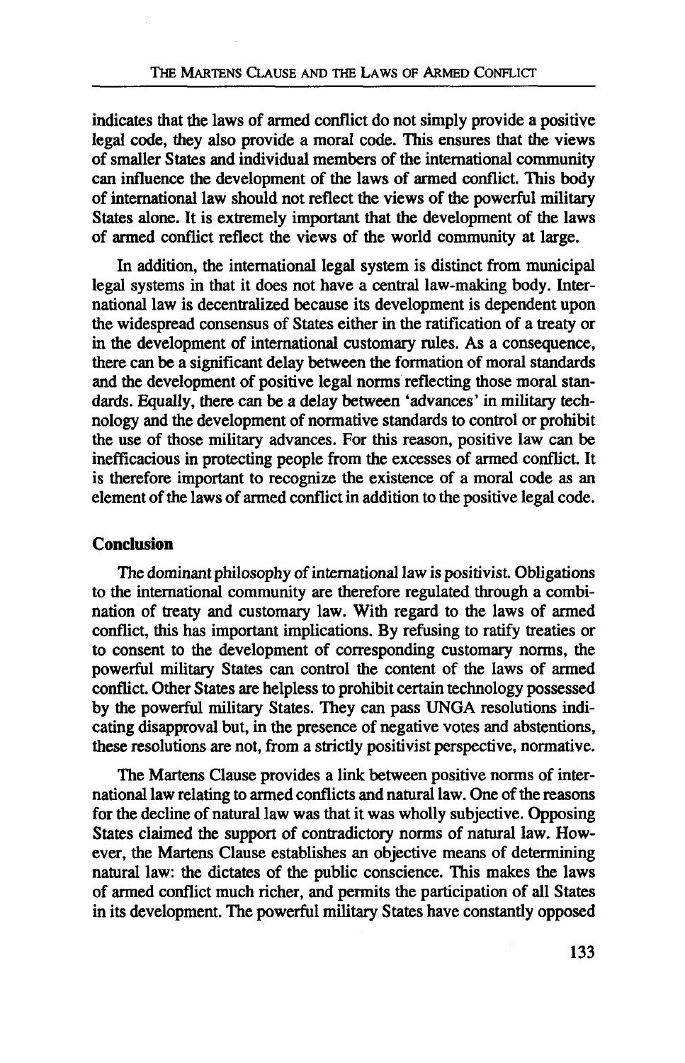indicates that the laws of armed conflict do not simply provide a positive legal code, they also provide a moral code. This ensures that the views of smaller States and individual members of the international community can influence the development of the laws of armed conflict. This body of international law should not reflect the views of the powerful military States alone. It is extremely important that the development of the laws of armed conflict reflect the views of the world community at large.

In addition, the international legal system is distinct from municipal legal systems in that it does not have a central law-making body. International law is decentralized because its development is dependent upon the widespread consensus of States either in the ratification of a treaty or in the development of international customary rules. As a consequence, there can be a significant delay between the formation of moral standards and the development of positive legal norms reflecting those moral standards. Equally, there can be a delay between 'advances' in military technology and the development of normative standards to control or prohibit the use of those military advances. For this reason, positive law can be inefficacious in protecting people from the excesses of armed conflict. It is therefore important to recognize the existence of a moral code as an element of the laws of armed conflict in addition to the positive legal code.

## Conclusion

The dominant philosophy of international law is positivist. Obligations to the international community are therefore regulated through a combination of treaty and customary law. With regard to the laws of armed conflict, this has important implications. By refusing to ratify treaties or to consent to the development of corresponding customary norms, the powerful military States can control the content of the laws of armed conflict. Other States are helpless to prohibit certain technology possessed by the powerful military States. They can pass UNGA resolutions indicating disapproval but, in the presence of negative votes and abstentions, these resolutions are not, from a strictly positivist perspective, normative.

The Martens Clause provides a link between positive norms of international law relating to armed conflicts and natural law. One of the reasons for the decline of natural law was that it was wholly subjective. Opposing States claimed the support of contradictory norms of natural law. However, the Martens Clause establishes an objective means of determining natural law: the dictates of the public conscience. This makes the laws of armed conflict much richer, and permits the participation of all States in its development. The powerful military States have constantly opposed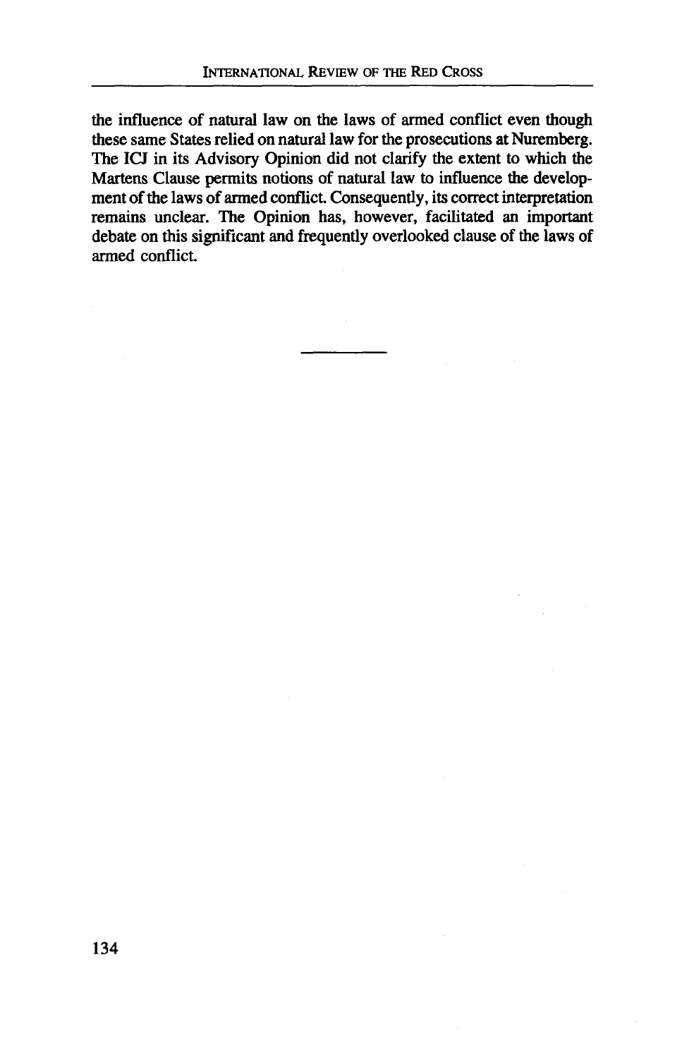the influence of natural law on the laws of armed conflict even though these same States relied on natural law for the prosecutions at Nuremberg. The ICJ in its Advisory Opinion did not clarify the extent to which the Martens Clause permits notions of natural law to influence the development of the laws of armed conflict. Consequently, its correct interpretation remains unclear. The Opinion has, however, facilitated an important debate on this significant and frequently overlooked clause of the laws of armed conflict.